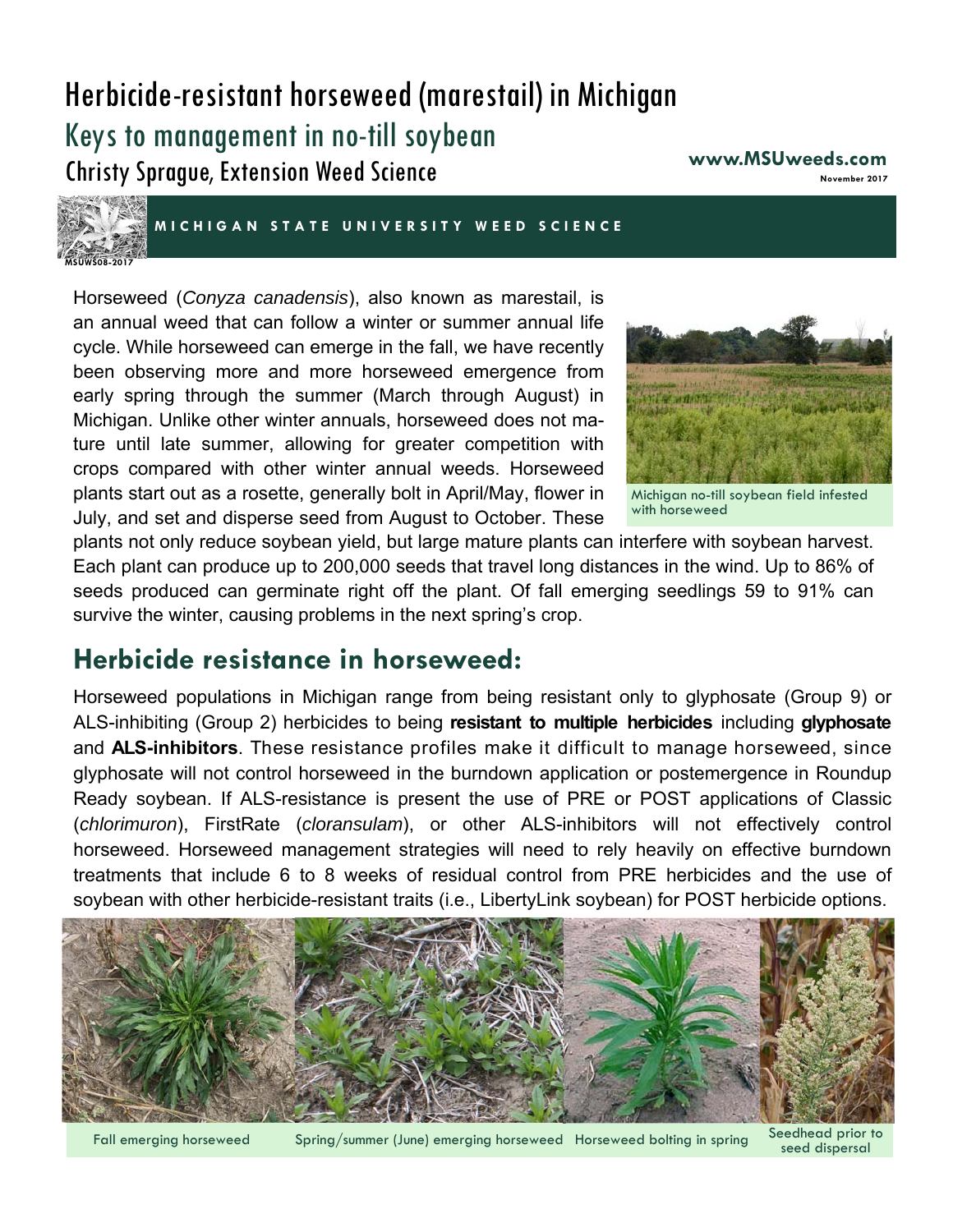# Herbicide-resistant horseweed (marestail) in Michigan

## Keys to management in no-till soybean

Christy Sprague, Extension Weed Science

**www.MSUweeds.com**

November 2017

MSUWS08-2017

**MICHIGAN STATE UNIVERSITY WEED SCIENCE**

Horseweed (*Conyza canadensis*), also known as marestail, is an annual weed that can follow a winter or summer annual life cycle. While horseweed can emerge in the fall, we have recently been observing more and more horseweed emergence from early spring through the summer (March through August) in Michigan. Unlike other winter annuals, horseweed does not mature until late summer, allowing for greater competition with crops compared with other winter annual weeds. Horseweed plants start out as a rosette, generally bolt in April/May, flower in July, and set and disperse seed from August to October. These plants not only reduce soybean yield, but large mature plants can interfere with soybean harvest. Each plant can produce up to 200,000 seeds that travel long distances in the wind. Up to 86% of seeds produced can germinate right off the plant. Of fall emerging seedlings 59 to 91% can survive the winter, causing problems in the next spring's crop.

Michigan no-till soybean field infested with horseweed

## Herbicide resistance in horseweed:

Horseweed populations in Michigan range from being resistant only to glyphosate (Group 9) or ALS-inhibiting (Group 2) herbicides to being **resistant to multiple herbicides** including **glyphosate** and **ALS-inhibitors**. These resistance profiles make it difficult to manage horseweed, since glyphosate will not control horseweed in the burndown application or postemergence in Roundup Ready soybean. If ALS-resistance is present the use of PRE or POST applications of Classic (*chlorimuron*), FirstRate (*cloransulam*), or other ALS-inhibitors will not effectively control horseweed. Horseweed management strategies will need to rely heavily on effective burndown treatments that include 6 to 8 weeks of residual control from PRE herbicides and the use of soybean with other herbicide-resistant traits (i.e., LibertyLink soybean) for POST herbicide options.

Fall emerging horseweed

Spring/summer (June) emerging horseweed

Horseweed bolting in spring

Seedhead prior to seed dispersal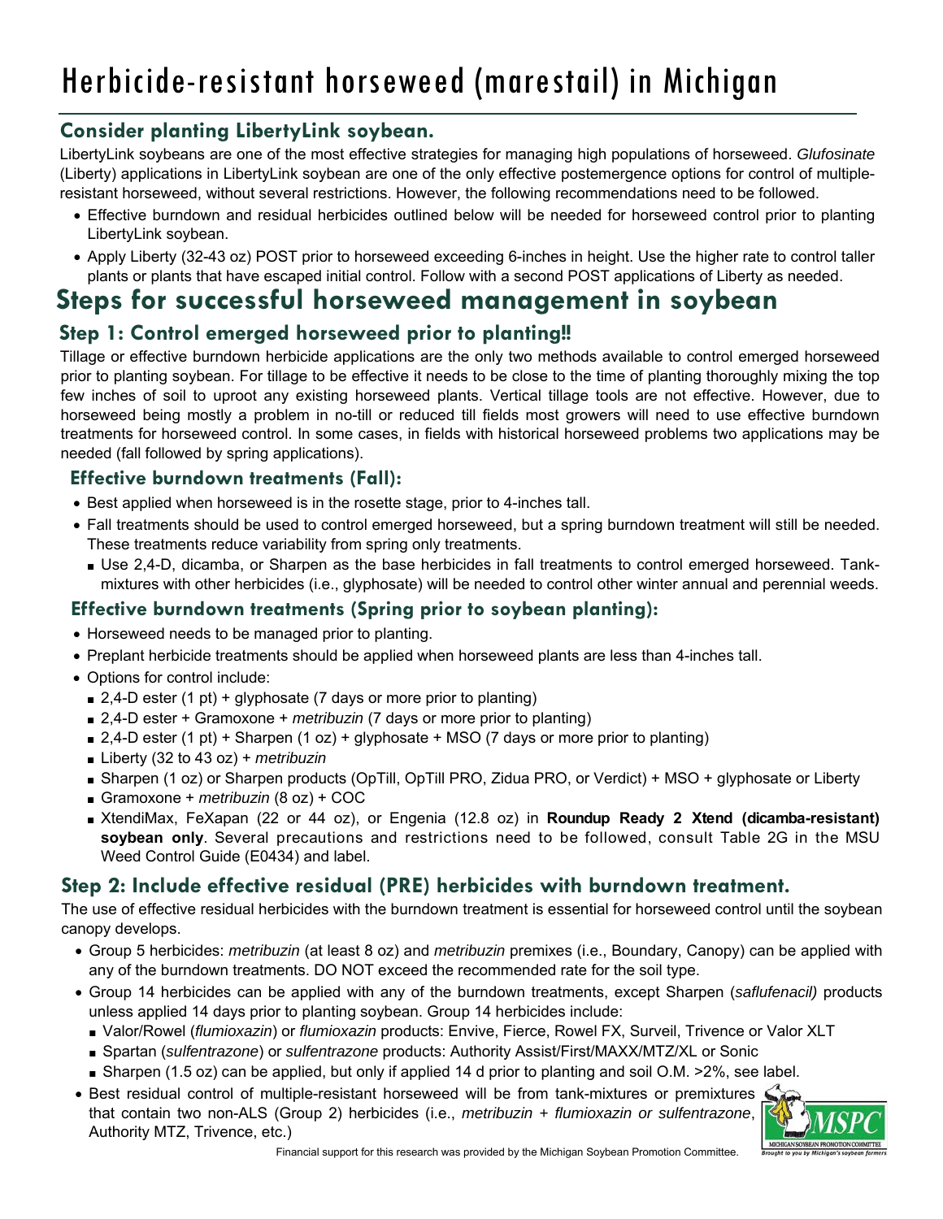# Herbicide-resistant horseweed (marestail) in Michigan

## Consider planting LibertyLink soybean.

LibertyLink soybeans are one of the most effective strategies for managing high populations of horseweed. *Glufosinate* (Liberty) applications in LibertyLink soybean are one of the only effective postemergence options for control of multiple-resistant horseweed, without several restrictions. However, the following recommendations need to be followed.

- Effective burndown and residual herbicides outlined below will be needed for horseweed control prior to planting LibertyLink soybean.
- Apply Liberty (32-43 oz) POST prior to horseweed exceeding 6-inches in height. Use the higher rate to control taller plants or plants that have escaped initial control. Follow with a second POST applications of Liberty as needed.

# Steps for successful horseweed management in soybean

## Step 1: Control emerged horseweed prior to planting!!

Tillage or effective burndown herbicide applications are the only two methods available to control emerged horseweed prior to planting soybean. For tillage to be effective it needs to be close to the time of planting thoroughly mixing the top few inches of soil to uproot any existing horseweed plants. Vertical tillage tools are not effective. However, due to horseweed being mostly a problem in no-till or reduced till fields most growers will need to use effective burndown treatments for horseweed control. In some cases, in fields with historical horseweed problems two applications may be needed (fall followed by spring applications).

### Effective burndown treatments (Fall):

- Best applied when horseweed is in the rosette stage, prior to 4-inches tall.
- Fall treatments should be used to control emerged horseweed, but a spring burndown treatment will still be needed. These treatments reduce variability from spring only treatments.
  - Use 2,4-D, dicamba, or Sharpen as the base herbicides in fall treatments to control emerged horseweed. Tank-mixtures with other herbicides (i.e., glyphosate) will be needed to control other winter annual and perennial weeds.

### Effective burndown treatments (Spring prior to soybean planting):

- Horseweed needs to be managed prior to planting.
- Preplant herbicide treatments should be applied when horseweed plants are less than 4-inches tall.
- Options for control include:
  - 2,4-D ester (1 pt) + glyphosate (7 days or more prior to planting)
  - 2,4-D ester + Gramoxone + *metribuzin* (7 days or more prior to planting)
  - 2,4-D ester (1 pt) + Sharpen (1 oz) + glyphosate + MSO (7 days or more prior to planting)
  - Liberty (32 to 43 oz) + *metribuzin*
  - Sharpen (1 oz) or Sharpen products (OpTill, OpTill PRO, Zidua PRO, or Verdict) + MSO + glyphosate or Liberty
  - Gramoxone + *metribuzin* (8 oz) + COC
  - XtendiMax, FeXapan (22 or 44 oz), or Engenia (12.8 oz) in **Roundup Ready 2 Xtend (dicamba-resistant) soybean only**. Several precautions and restrictions need to be followed, consult Table 2G in the MSU Weed Control Guide (E0434) and label.

## Step 2: Include effective residual (PRE) herbicides with burndown treatment.

The use of effective residual herbicides with the burndown treatment is essential for horseweed control until the soybean canopy develops.

- Group 5 herbicides: *metribuzin* (at least 8 oz) and *metribuzin* premixes (i.e., Boundary, Canopy) can be applied with any of the burndown treatments. DO NOT exceed the recommended rate for the soil type.
- Group 14 herbicides can be applied with any of the burndown treatments, except Sharpen (*saflufenacil)* products unless applied 14 days prior to planting soybean. Group 14 herbicides include:
  - Valor/Rowel (*flumioxazin*) or *flumioxazin* products: Envive, Fierce, Rowel FX, Surveil, Trivence or Valor XLT
  - Spartan (*sulfentrazone*) or *sulfentrazone* products: Authority Assist/First/MAXX/MTZ/XL or Sonic
  - Sharpen (1.5 oz) can be applied, but only if applied 14 d prior to planting and soil O.M. >2%, see label.
- Best residual control of multiple-resistant horseweed will be from tank-mixtures or premixtures that contain two non-ALS (Group 2) herbicides (i.e., *metribuzin* + *flumioxazin or sulfentrazone*, Authority MTZ, Trivence, etc.)

Financial support for this research was provided by the Michigan Soybean Promotion Committee.